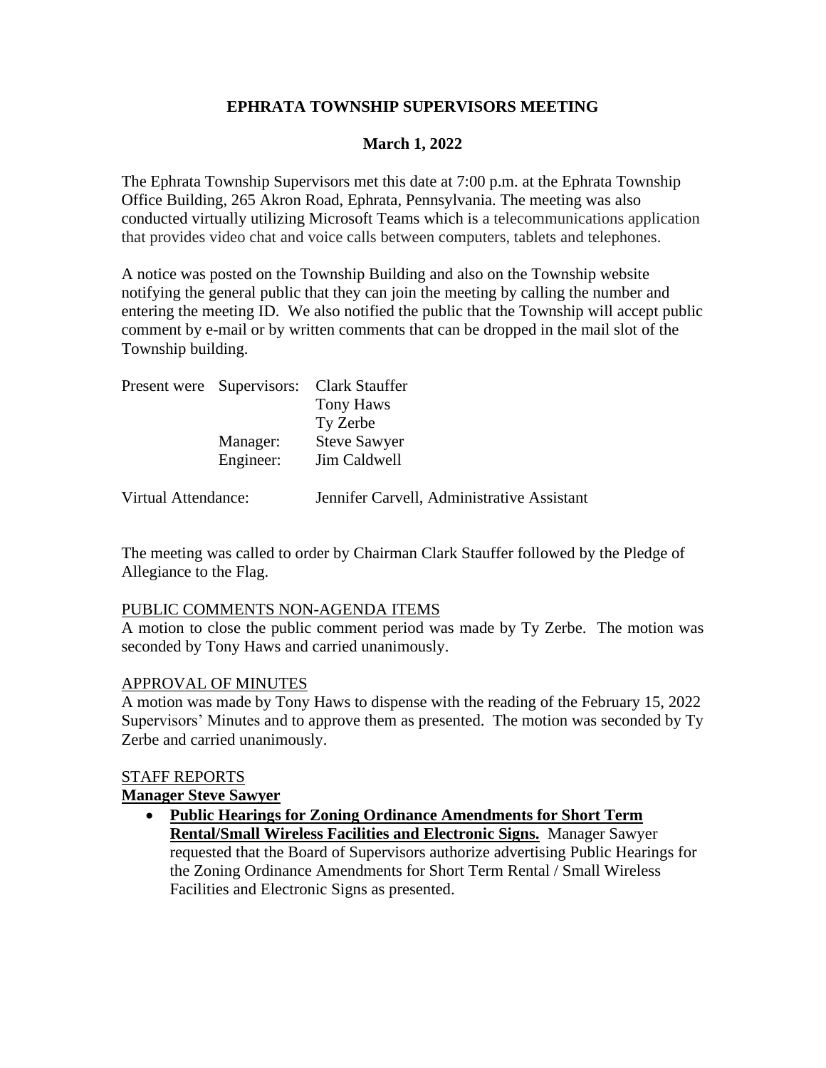# EPHRATA TOWNSHIP SUPERVISORS MEETING

## March 1, 2022

The Ephrata Township Supervisors met this date at 7:00 p.m. at the Ephrata Township Office Building, 265 Akron Road, Ephrata, Pennsylvania. The meeting was also conducted virtually utilizing Microsoft Teams which is a telecommunications application that provides video chat and voice calls between computers, tablets and telephones.

A notice was posted on the Township Building and also on the Township website notifying the general public that they can join the meeting by calling the number and entering the meeting ID. We also notified the public that the Township will accept public comment by e-mail or by written comments that can be dropped in the mail slot of the Township building.

| | | |
|---|---|---|
| Present were | Supervisors: | Clark Stauffer |
| | | Tony Haws |
| | | Ty Zerbe |
| | Manager: | Steve Sawyer |
| | Engineer: | Jim Caldwell |
| Virtual Attendance: | | Jennifer Carvell, Administrative Assistant |

The meeting was called to order by Chairman Clark Stauffer followed by the Pledge of Allegiance to the Flag.

PUBLIC COMMENTS NON-AGENDA ITEMS

A motion to close the public comment period was made by Ty Zerbe. The motion was seconded by Tony Haws and carried unanimously.

APPROVAL OF MINUTES

A motion was made by Tony Haws to dispense with the reading of the February 15, 2022 Supervisors' Minutes and to approve them as presented. The motion was seconded by Ty Zerbe and carried unanimously.

STAFF REPORTS

**Manager Steve Sawyer**

- **Public Hearings for Zoning Ordinance Amendments for Short Term Rental/Small Wireless Facilities and Electronic Signs.** Manager Sawyer requested that the Board of Supervisors authorize advertising Public Hearings for the Zoning Ordinance Amendments for Short Term Rental / Small Wireless Facilities and Electronic Signs as presented.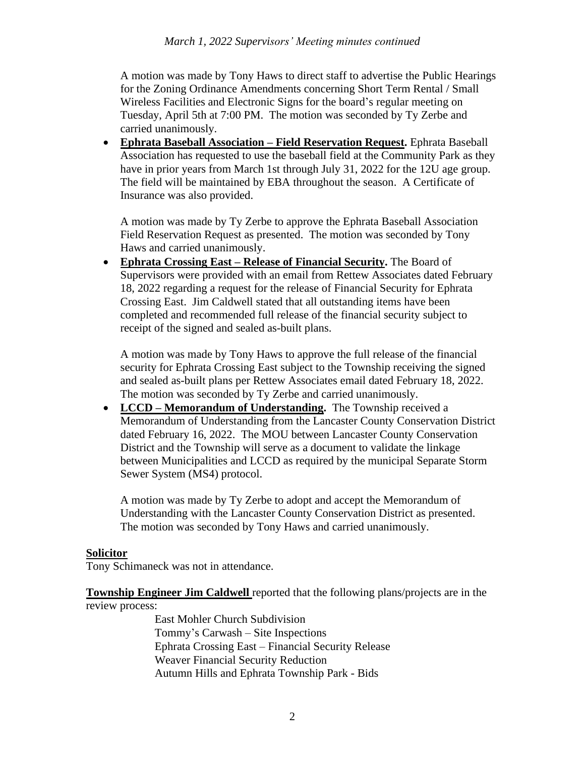A motion was made by Tony Haws to direct staff to advertise the Public Hearings for the Zoning Ordinance Amendments concerning Short Term Rental / Small Wireless Facilities and Electronic Signs for the board's regular meeting on Tuesday, April 5th at 7:00 PM. The motion was seconded by Ty Zerbe and carried unanimously.

- **Ephrata Baseball Association – Field Reservation Request.** Ephrata Baseball Association has requested to use the baseball field at the Community Park as they have in prior years from March 1st through July 31, 2022 for the 12U age group. The field will be maintained by EBA throughout the season. A Certificate of Insurance was also provided.

  A motion was made by Ty Zerbe to approve the Ephrata Baseball Association Field Reservation Request as presented. The motion was seconded by Tony Haws and carried unanimously.

- **Ephrata Crossing East – Release of Financial Security.** The Board of Supervisors were provided with an email from Rettew Associates dated February 18, 2022 regarding a request for the release of Financial Security for Ephrata Crossing East. Jim Caldwell stated that all outstanding items have been completed and recommended full release of the financial security subject to receipt of the signed and sealed as-built plans.

  A motion was made by Tony Haws to approve the full release of the financial security for Ephrata Crossing East subject to the Township receiving the signed and sealed as-built plans per Rettew Associates email dated February 18, 2022. The motion was seconded by Ty Zerbe and carried unanimously.

- **LCCD – Memorandum of Understanding.** The Township received a Memorandum of Understanding from the Lancaster County Conservation District dated February 16, 2022. The MOU between Lancaster County Conservation District and the Township will serve as a document to validate the linkage between Municipalities and LCCD as required by the municipal Separate Storm Sewer System (MS4) protocol.

  A motion was made by Ty Zerbe to adopt and accept the Memorandum of Understanding with the Lancaster County Conservation District as presented. The motion was seconded by Tony Haws and carried unanimously.

**Solicitor**

Tony Schimaneck was not in attendance.

**Township Engineer Jim Caldwell** reported that the following plans/projects are in the review process:

East Mohler Church Subdivision
Tommy's Carwash – Site Inspections
Ephrata Crossing East – Financial Security Release
Weaver Financial Security Reduction
Autumn Hills and Ephrata Township Park - Bids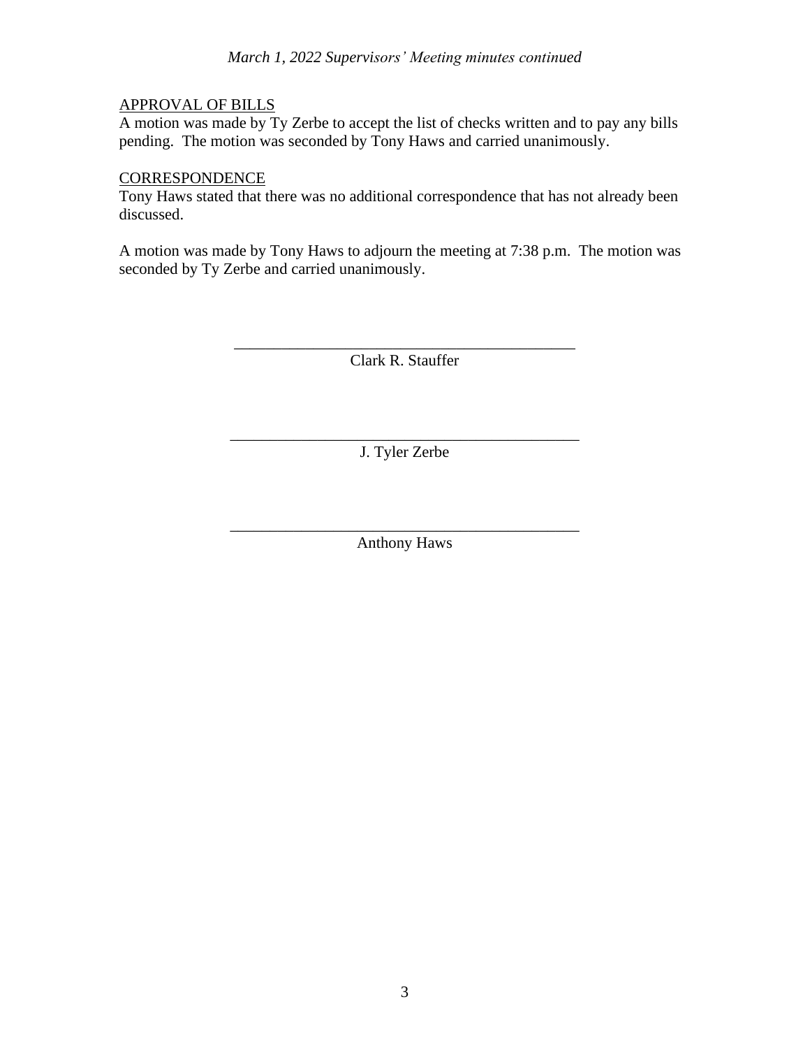APPROVAL OF BILLS

A motion was made by Ty Zerbe to accept the list of checks written and to pay any bills pending. The motion was seconded by Tony Haws and carried unanimously.

CORRESPONDENCE

Tony Haws stated that there was no additional correspondence that has not already been discussed.

A motion was made by Tony Haws to adjourn the meeting at 7:38 p.m. The motion was seconded by Ty Zerbe and carried unanimously.

_____________________________________________
Clark R. Stauffer

_____________________________________________
J. Tyler Zerbe

_____________________________________________
Anthony Haws